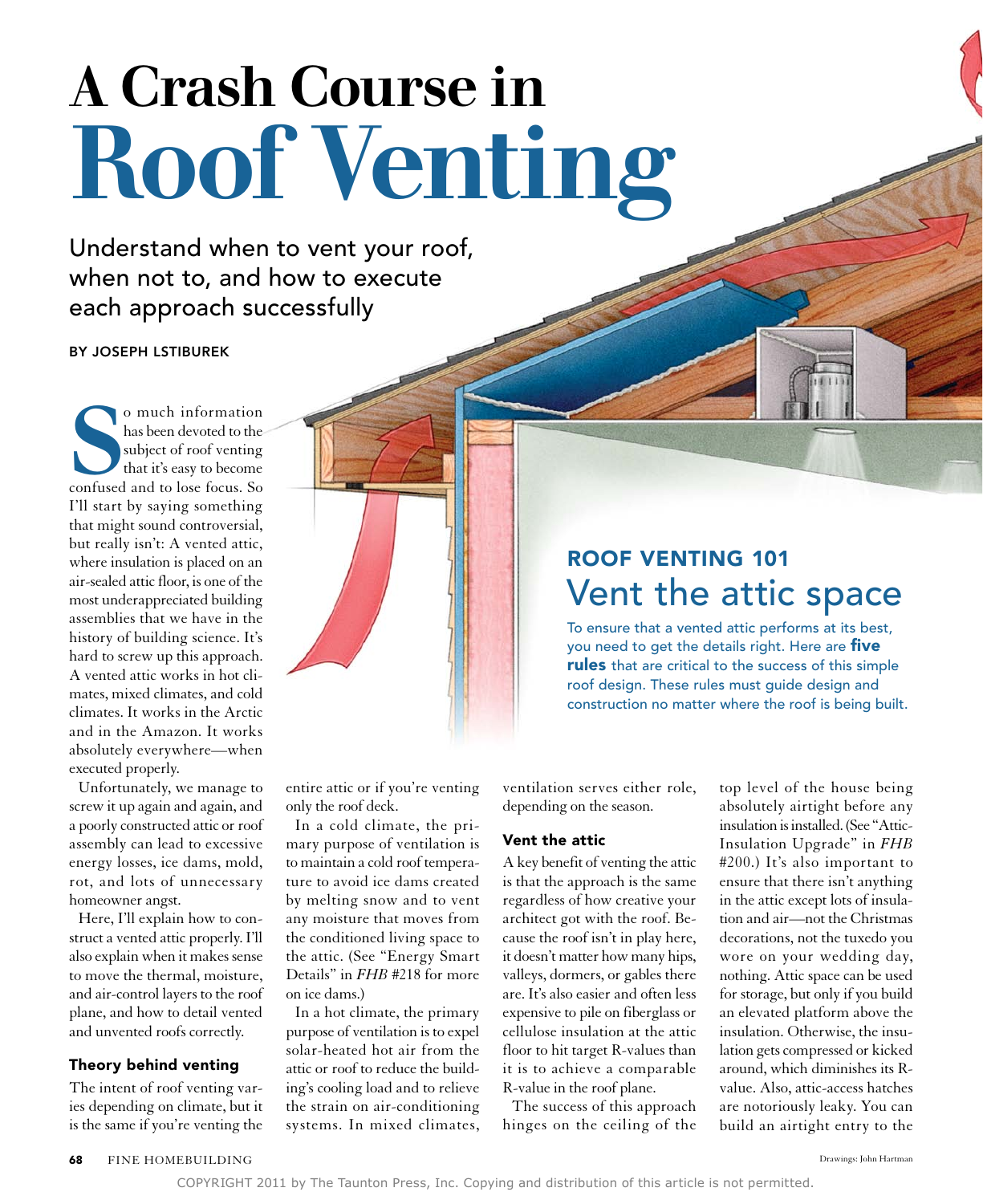# A Crash Course in Roof Venting

Understand when to vent your roof, when not to, and how to execute each approach successfully

BY JOSEPH LSTIBUREK

So much information has been devoted to the subject of roof venting that it's easy to become confused and to lose focus. So I'll start by saying something that might sound controversial, but really isn't: A vented attic, where insulation is placed on an air-sealed attic floor, is one of the most underappreciated building assemblies that we have in the history of building science. It's hard to screw up this approach. A vented attic works in hot climates, mixed climates, and cold climates. It works in the Arctic and in the Amazon. It works absolutely everywhere—when executed properly.

Unfortunately, we manage to screw it up again and again, and a poorly constructed attic or roof assembly can lead to excessive energy losses, ice dams, mold, rot, and lots of unnecessary homeowner angst.

Here, I'll explain how to construct a vented attic properly. I'll also explain when it makes sense to move the thermal, moisture, and air-control layers to the roof plane, and how to detail vented and unvented roofs correctly.

### Theory behind venting

The intent of roof venting varies depending on climate, but it is the same if you're venting the entire attic or if you're venting only the roof deck.

In a cold climate, the primary purpose of ventilation is to maintain a cold roof temperature to avoid ice dams created by melting snow and to vent any moisture that moves from the conditioned living space to the attic. (See "Energy Smart Details" in *FHB* #218 for more on ice dams.)

In a hot climate, the primary purpose of ventilation is to expel solar-heated hot air from the attic or roof to reduce the building's cooling load and to relieve the strain on air-conditioning systems. In mixed climates, ventilation serves either role, depending on the season.

### Vent the attic

A key benefit of venting the attic is that the approach is the same regardless of how creative your architect got with the roof. Because the roof isn't in play here, it doesn't matter how many hips, valleys, dormers, or gables there are. It's also easier and often less expensive to pile on fiberglass or cellulose insulation at the attic floor to hit target R-values than it is to achieve a comparable R-value in the roof plane.

The success of this approach hinges on the ceiling of the top level of the house being absolutely airtight before any insulation is installed. (See "Attic-Insulation Upgrade" in *FHB* #200.) It's also important to ensure that there isn't anything in the attic except lots of insulation and air—not the Christmas decorations, not the tuxedo you wore on your wedding day, nothing. Attic space can be used for storage, but only if you build an elevated platform above the insulation. Otherwise, the insulation gets compressed or kicked around, which diminishes its R-value. Also, attic-access hatches are notoriously leaky. You can build an airtight entry to the

## ROOF VENTING 101
## Vent the attic space

To ensure that a vented attic performs at its best, you need to get the details right. Here are **five rules** that are critical to the success of this simple roof design. These rules must guide design and construction no matter where the roof is being built.

Drawings: John Hartman

COPYRIGHT 2011 by The Taunton Press, Inc. Copying and distribution of this article is not permitted.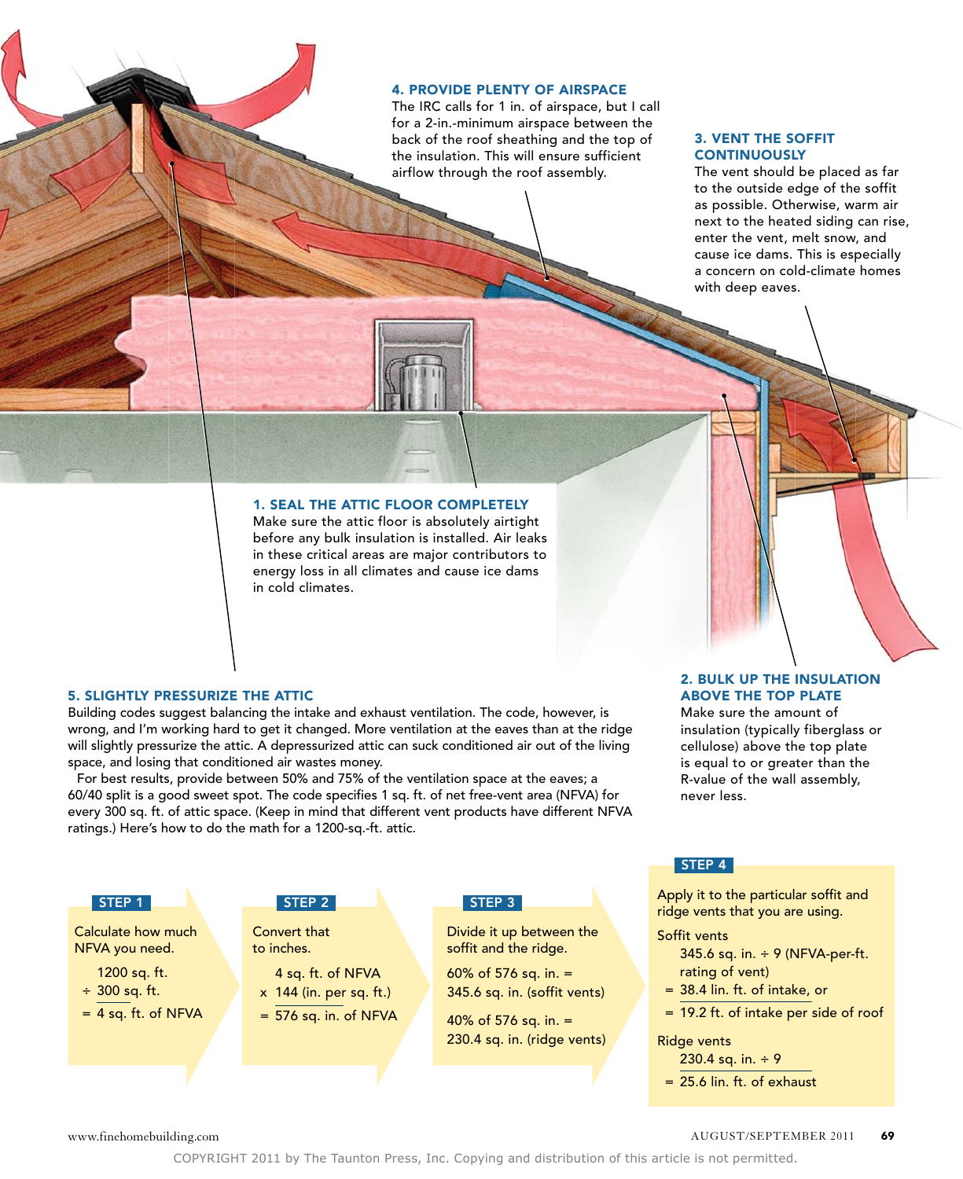### 1. SEAL THE ATTIC FLOOR COMPLETELY

Make sure the attic floor is absolutely airtight before any bulk insulation is installed. Air leaks in these critical areas are major contributors to energy loss in all climates and cause ice dams in cold climates.

### 2. BULK UP THE INSULATION ABOVE THE TOP PLATE

Make sure the amount of insulation (typically fiberglass or cellulose) above the top plate is equal to or greater than the R-value of the wall assembly, never less.

### 3. VENT THE SOFFIT CONTINUOUSLY

The vent should be placed as far to the outside edge of the soffit as possible. Otherwise, warm air next to the heated siding can rise, enter the vent, melt snow, and cause ice dams. This is especially a concern on cold-climate homes with deep eaves.

### 4. PROVIDE PLENTY OF AIRSPACE

The IRC calls for 1 in. of airspace, but I call for a 2-in.-minimum airspace between the back of the roof sheathing and the top of the insulation. This will ensure sufficient airflow through the roof assembly.

### 5. SLIGHTLY PRESSURIZE THE ATTIC

Building codes suggest balancing the intake and exhaust ventilation. The code, however, is wrong, and I'm working hard to get it changed. More ventilation at the eaves than at the ridge will slightly pressurize the attic. A depressurized attic can suck conditioned air out of the living space, and losing that conditioned air wastes money.

For best results, provide between 50% and 75% of the ventilation space at the eaves; a 60/40 split is a good sweet spot. The code specifies 1 sq. ft. of net free-vent area (NFVA) for every 300 sq. ft. of attic space. (Keep in mind that different vent products have different NFVA ratings.) Here's how to do the math for a 1200-sq.-ft. attic.

**STEP 1**

Calculate how much NFVA you need.

1200 sq. ft.
÷ 300 sq. ft.
= 4 sq. ft. of NFVA

**STEP 2**

Convert that to inches.

4 sq. ft. of NFVA
x 144 (in. per sq. ft.)
= 576 sq. in. of NFVA

**STEP 3**

Divide it up between the soffit and the ridge.

60% of 576 sq. in. = 345.6 sq. in. (soffit vents)

40% of 576 sq. in. = 230.4 sq. in. (ridge vents)

**STEP 4**

Apply it to the particular soffit and ridge vents that you are using.

Soffit vents

345.6 sq. in. ÷ 9 (NFVA-per-ft. rating of vent)
= 38.4 lin. ft. of intake, or
= 19.2 ft. of intake per side of roof

Ridge vents

230.4 sq. in. ÷ 9
= 25.6 lin. ft. of exhaust

COPYRIGHT 2011 by The Taunton Press, Inc. Copying and distribution of this article is not permitted.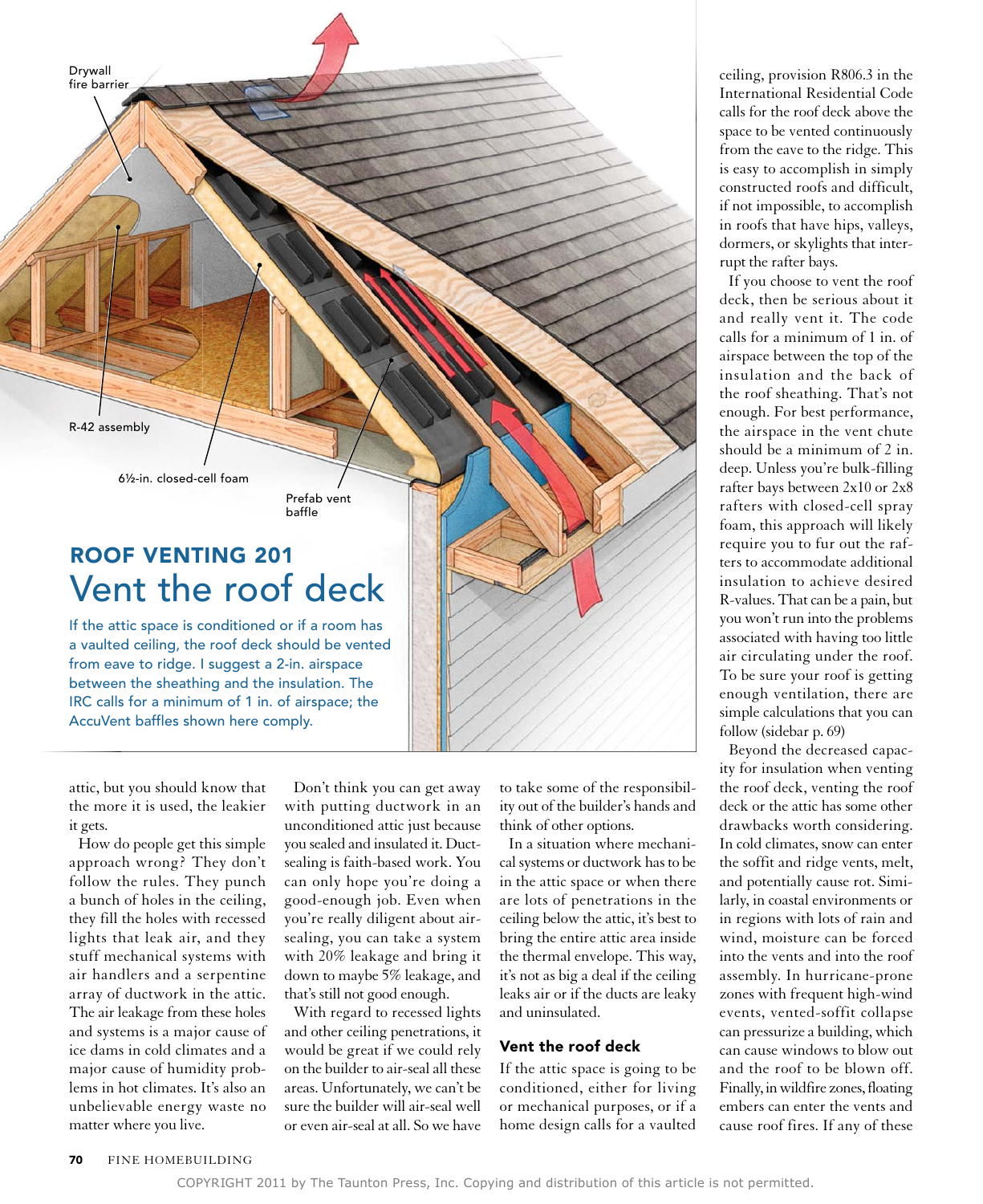Drywall fire barrier

R-42 assembly

6½-in. closed-cell foam

Prefab vent baffle

## ROOF VENTING 201

# Vent the roof deck

If the attic space is conditioned or if a room has a vaulted ceiling, the roof deck should be vented from eave to ridge. I suggest a 2-in. airspace between the sheathing and the insulation. The IRC calls for a minimum of 1 in. of airspace; the AccuVent baffles shown here comply.

attic, but you should know that the more it is used, the leakier it gets.

How do people get this simple approach wrong? They don't follow the rules. They punch a bunch of holes in the ceiling, they fill the holes with recessed lights that leak air, and they stuff mechanical systems with air handlers and a serpentine array of ductwork in the attic. The air leakage from these holes and systems is a major cause of ice dams in cold climates and a major cause of humidity problems in hot climates. It's also an unbelievable energy waste no matter where you live.

Don't think you can get away with putting ductwork in an unconditioned attic just because you sealed and insulated it. Duct-sealing is faith-based work. You can only hope you're doing a good-enough job. Even when you're really diligent about air-sealing, you can take a system with 20% leakage and bring it down to maybe 5% leakage, and that's still not good enough.

With regard to recessed lights and other ceiling penetrations, it would be great if we could rely on the builder to air-seal all these areas. Unfortunately, we can't be sure the builder will air-seal well or even air-seal at all. So we have to take some of the responsibility out of the builder's hands and think of other options.

In a situation where mechanical systems or ductwork has to be in the attic space or when there are lots of penetrations in the ceiling below the attic, it's best to bring the entire attic area inside the thermal envelope. This way, it's not as big a deal if the ceiling leaks air or if the ducts are leaky and uninsulated.

### Vent the roof deck

If the attic space is going to be conditioned, either for living or mechanical purposes, or if a home design calls for a vaulted ceiling, provision R806.3 in the International Residential Code calls for the roof deck above the space to be vented continuously from the eave to the ridge. This is easy to accomplish in simply constructed roofs and difficult, if not impossible, to accomplish in roofs that have hips, valleys, dormers, or skylights that interrupt the rafter bays.

If you choose to vent the roof deck, then be serious about it and really vent it. The code calls for a minimum of 1 in. of airspace between the top of the insulation and the back of the roof sheathing. That's not enough. For best performance, the airspace in the vent chute should be a minimum of 2 in. deep. Unless you're bulk-filling rafter bays between 2x10 or 2x8 rafters with closed-cell spray foam, this approach will likely require you to fur out the rafters to accommodate additional insulation to achieve desired R-values. That can be a pain, but you won't run into the problems associated with having too little air circulating under the roof. To be sure your roof is getting enough ventilation, there are simple calculations that you can follow (sidebar p. 69)

Beyond the decreased capacity for insulation when venting the roof deck, venting the roof deck or the attic has some other drawbacks worth considering. In cold climates, snow can enter the soffit and ridge vents, melt, and potentially cause rot. Similarly, in coastal environments or in regions with lots of rain and wind, moisture can be forced into the vents and into the roof assembly. In hurricane-prone zones with frequent high-wind events, vented-soffit collapse can pressurize a building, which can cause windows to blow out and the roof to be blown off. Finally, in wildfire zones, floating embers can enter the vents and cause roof fires. If any of these

COPYRIGHT 2011 by The Taunton Press, Inc. Copying and distribution of this article is not permitted.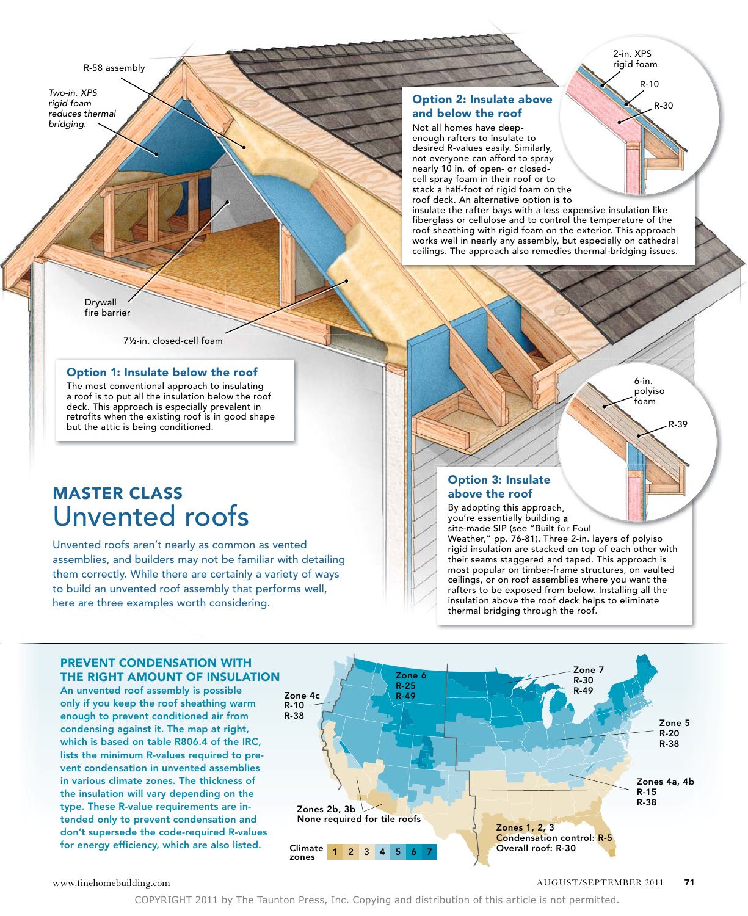## MASTER CLASS

# Unvented roofs

Unvented roofs aren't nearly as common as vented assemblies, and builders may not be familiar with detailing them correctly. While there are certainly a variety of ways to build an unvented roof assembly that performs well, here are three examples worth considering.

R-58 assembly

*Two-in. XPS rigid foam reduces thermal bridging.*

Drywall fire barrier

7½-in. closed-cell foam

### Option 1: Insulate below the roof

The most conventional approach to insulating a roof is to put all the insulation below the roof deck. This approach is especially prevalent in retrofits when the existing roof is in good shape but the attic is being conditioned.

### Option 2: Insulate above and below the roof

Not all homes have deep-enough rafters to insulate to desired R-values easily. Similarly, not everyone can afford to spray nearly 10 in. of open- or closed-cell spray foam in their roof or to stack a half-foot of rigid foam on the roof deck. An alternative option is to insulate the rafter bays with a less expensive insulation like fiberglass or cellulose and to control the temperature of the roof sheathing with rigid foam on the exterior. This approach works well in nearly any assembly, but especially on cathedral ceilings. The approach also remedies thermal-bridging issues.

2-in. XPS rigid foam

R-10

R-30

### Option 3: Insulate above the roof

By adopting this approach, you're essentially building a site-made SIP (see "Built for Foul Weather," pp. 76-81). Three 2-in. layers of polyiso rigid insulation are stacked on top of each other with their seams staggered and taped. This approach is most popular on timber-frame structures, on vaulted ceilings, or on roof assemblies where you want the rafters to be exposed from below. Installing all the insulation above the roof deck helps to eliminate thermal bridging through the roof.

6-in. polyiso foam

R-39

### PREVENT CONDENSATION WITH THE RIGHT AMOUNT OF INSULATION

**An unvented roof assembly is possible only if you keep the roof sheathing warm enough to prevent conditioned air from condensing against it. The map at right, which is based on table R806.4 of the IRC, lists the minimum R-values required to prevent condensation in unvented assemblies in various climate zones. The thickness of the insulation will vary depending on the type. These R-value requirements are intended only to prevent condensation and don't supersede the code-required R-values for energy efficiency, which are also listed.**

Zone 7: R-30, R-49

Zone 6: R-25, R-49

Zone 5: R-20, R-38

Zone 4c: R-10, R-38

Zones 4a, 4b: R-15, R-38

Zones 2b, 3b: None required for tile roofs

Zones 1, 2, 3: Condensation control: R-5; Overall roof: R-30

Climate zones: 1 2 3 4 5 6 7

www.finehomebuilding.com

COPYRIGHT 2011 by The Taunton Press, Inc. Copying and distribution of this article is not permitted.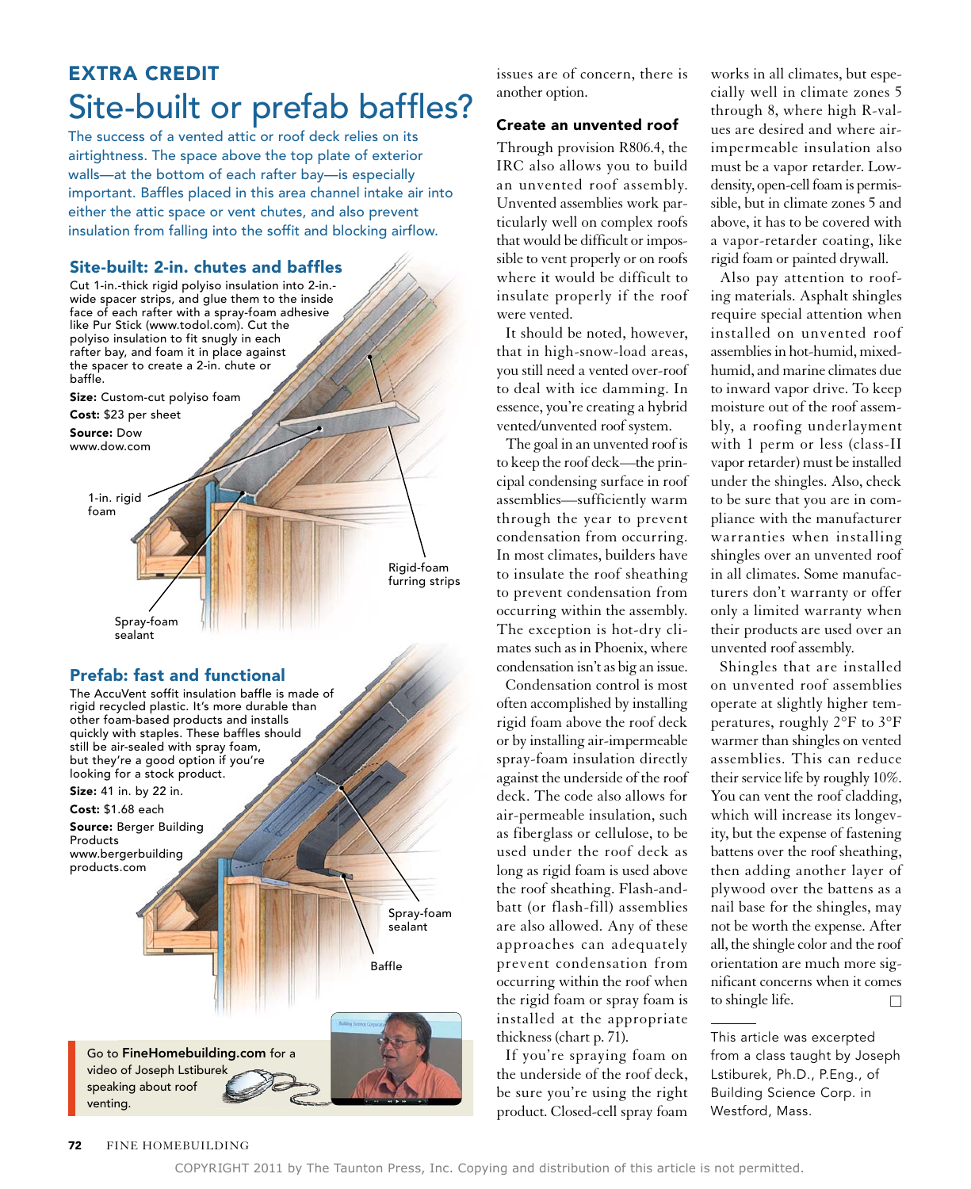## EXTRA CREDIT

# Site-built or prefab baffles?

The success of a vented attic or roof deck relies on its airtightness. The space above the top plate of exterior walls—at the bottom of each rafter bay—is especially important. Baffles placed in this area channel intake air into either the attic space or vent chutes, and also prevent insulation from falling into the soffit and blocking airflow.

### Site-built: 2-in. chutes and baffles

Cut 1-in.-thick rigid polyiso insulation into 2-in.-wide spacer strips, and glue them to the inside face of each rafter with a spray-foam adhesive like Pur Stick (www.todol.com). Cut the polyiso insulation to fit snugly in each rafter bay, and foam it in place against the spacer to create a 2-in. chute or baffle.

**Size:** Custom-cut polyiso foam

**Cost:** $23 per sheet

**Source:** Dow www.dow.com

1-in. rigid foam

Rigid-foam furring strips

Spray-foam sealant

### Prefab: fast and functional

The AccuVent soffit insulation baffle is made of rigid recycled plastic. It's more durable than other foam-based products and installs quickly with staples. These baffles should still be air-sealed with spray foam, but they're a good option if you're looking for a stock product.

**Size:** 41 in. by 22 in.

**Cost:** $1.68 each

**Source:** Berger Building Products www.bergerbuildingproducts.com

Spray-foam sealant

Baffle

Go to **FineHomebuilding.com** for a video of Joseph Lstiburek speaking about roof venting.

issues are of concern, there is another option.

### Create an unvented roof

Through provision R806.4, the IRC also allows you to build an unvented roof assembly. Unvented assemblies work particularly well on complex roofs that would be difficult or impossible to vent properly or on roofs where it would be difficult to insulate properly if the roof were vented.

It should be noted, however, that in high-snow-load areas, you still need a vented over-roof to deal with ice damming. In essence, you're creating a hybrid vented/unvented roof system.

The goal in an unvented roof is to keep the roof deck—the principal condensing surface in roof assemblies—sufficiently warm through the year to prevent condensation from occurring. In most climates, builders have to insulate the roof sheathing to prevent condensation from occurring within the assembly. The exception is hot-dry climates such as in Phoenix, where condensation isn't as big an issue.

Condensation control is most often accomplished by installing rigid foam above the roof deck or by installing air-impermeable spray-foam insulation directly against the underside of the roof deck. The code also allows for air-permeable insulation, such as fiberglass or cellulose, to be used under the roof deck as long as rigid foam is used above the roof sheathing. Flash-and-batt (or flash-fill) assemblies are also allowed. Any of these approaches can adequately prevent condensation from occurring within the roof when the rigid foam or spray foam is installed at the appropriate thickness (chart p. 71).

If you're spraying foam on the underside of the roof deck, be sure you're using the right product. Closed-cell spray foam works in all climates, but especially well in climate zones 5 through 8, where high R-values are desired and where air-impermeable insulation also must be a vapor retarder. Low-density, open-cell foam is permissible, but in climate zones 5 and above, it has to be covered with a vapor-retarder coating, like rigid foam or painted drywall.

Also pay attention to roofing materials. Asphalt shingles require special attention when installed on unvented roof assemblies in hot-humid, mixed-humid, and marine climates due to inward vapor drive. To keep moisture out of the roof assembly, a roofing underlayment with 1 perm or less (class-II vapor retarder) must be installed under the shingles. Also, check to be sure that you are in compliance with the manufacturer warranties when installing shingles over an unvented roof in all climates. Some manufacturers don't warranty or offer only a limited warranty when their products are used over an unvented roof assembly.

Shingles that are installed on unvented roof assemblies operate at slightly higher temperatures, roughly 2°F to 3°F warmer than shingles on vented assemblies. This can reduce their service life by roughly 10%. You can vent the roof cladding, which will increase its longevity, but the expense of fastening battens over the roof sheathing, then adding another layer of plywood over the battens as a nail base for the shingles, may not be worth the expense. After all, the shingle color and the roof orientation are much more significant concerns when it comes to shingle life. □

This article was excerpted from a class taught by Joseph Lstiburek, Ph.D., P.Eng., of Building Science Corp. in Westford, Mass.

COPYRIGHT 2011 by The Taunton Press, Inc. Copying and distribution of this article is not permitted.